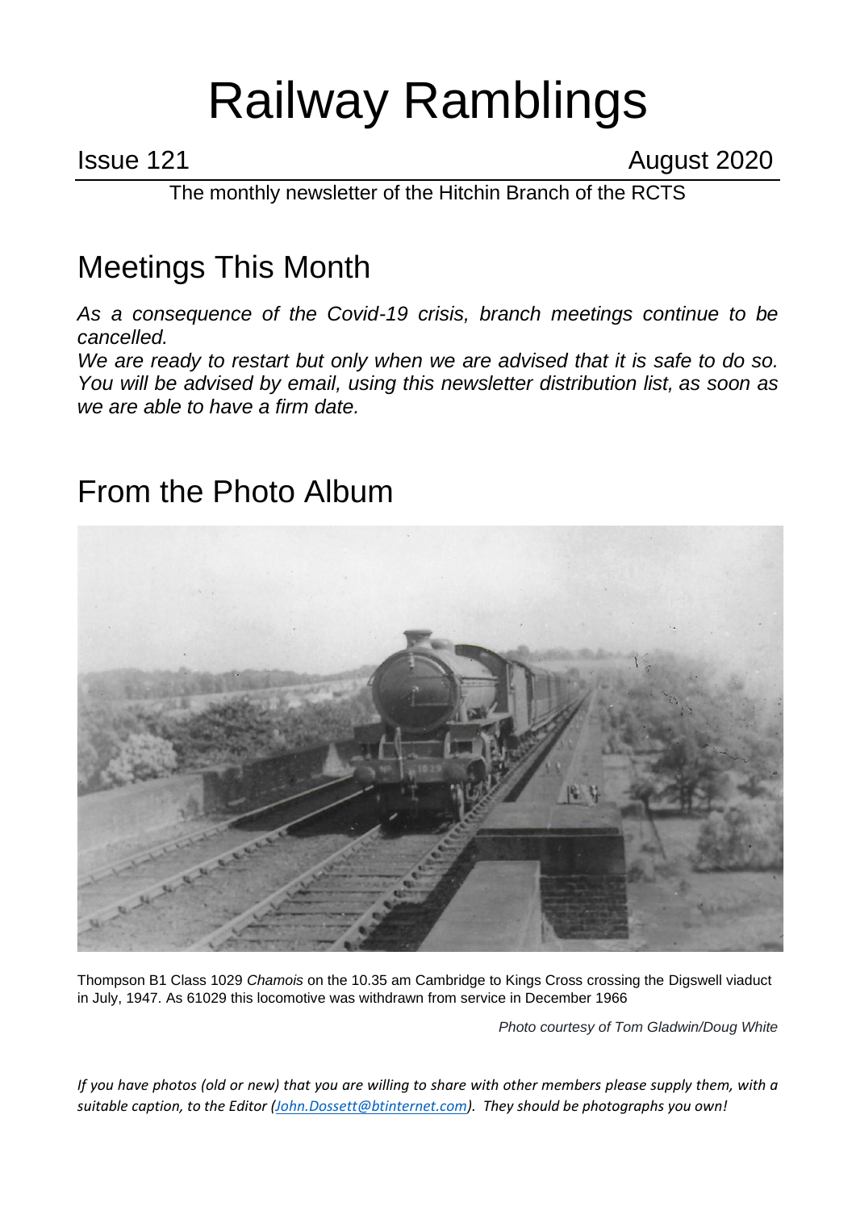# Railway Ramblings

Issue 121 August 2020

The monthly newsletter of the Hitchin Branch of the RCTS

## Meetings This Month

*As a consequence of the Covid-19 crisis, branch meetings continue to be cancelled.*

*We are ready to restart but only when we are advised that it is safe to do so. You will be advised by email, using this newsletter distribution list, as soon as we are able to have a firm date.*

## From the Photo Album

Thompson B1 Class 1029 *Chamois* on the 10.35 am Cambridge to Kings Cross crossing the Digswell viaduct in July, 1947. As 61029 this locomotive was withdrawn from service in December 1966

*Photo courtesy of Tom Gladwin/Doug White*

*If you have photos (old or new) that you are willing to share with other members please supply them, with a suitable caption, to the Editor (John.Dossett@btinternet.com). They should be photographs you own!*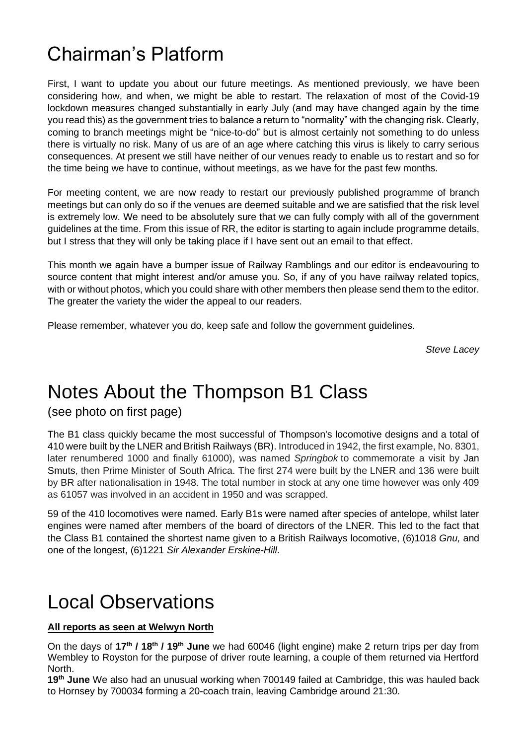# Chairman's Platform

First, I want to update you about our future meetings. As mentioned previously, we have been considering how, and when, we might be able to restart. The relaxation of most of the Covid-19 lockdown measures changed substantially in early July (and may have changed again by the time you read this) as the government tries to balance a return to "normality" with the changing risk. Clearly, coming to branch meetings might be "nice-to-do" but is almost certainly not something to do unless there is virtually no risk. Many of us are of an age where catching this virus is likely to carry serious consequences. At present we still have neither of our venues ready to enable us to restart and so for the time being we have to continue, without meetings, as we have for the past few months.

For meeting content, we are now ready to restart our previously published programme of branch meetings but can only do so if the venues are deemed suitable and we are satisfied that the risk level is extremely low. We need to be absolutely sure that we can fully comply with all of the government guidelines at the time. From this issue of RR, the editor is starting to again include programme details, but I stress that they will only be taking place if I have sent out an email to that effect.

This month we again have a bumper issue of Railway Ramblings and our editor is endeavouring to source content that might interest and/or amuse you. So, if any of you have railway related topics, with or without photos, which you could share with other members then please send them to the editor. The greater the variety the wider the appeal to our readers.

Please remember, whatever you do, keep safe and follow the government guidelines.

*Steve Lacey*

# Notes About the Thompson B1 Class

(see photo on first page)

The B1 class quickly became the most successful of Thompson's locomotive designs and a total of 410 were built by the LNER and British Railways (BR). Introduced in 1942, the first example, No. 8301, later renumbered 1000 and finally 61000), was named *Springbok* to commemorate a visit by Jan Smuts, then Prime Minister of South Africa. The first 274 were built by the LNER and 136 were built by BR after nationalisation in 1948. The total number in stock at any one time however was only 409 as 61057 was involved in an accident in 1950 and was scrapped.

59 of the 410 locomotives were named. Early B1s were named after species of antelope, whilst later engines were named after members of the board of directors of the LNER. This led to the fact that the Class B1 contained the shortest name given to a British Railways locomotive, (6)1018 *Gnu,* and one of the longest, (6)1221 *Sir Alexander Erskine-Hill*.

# Local Observations

**All reports as seen at Welwyn North**

On the days of **17th / 18th / 19th June** we had 60046 (light engine) make 2 return trips per day from Wembley to Royston for the purpose of driver route learning, a couple of them returned via Hertford North.

**19th June** We also had an unusual working when 700149 failed at Cambridge, this was hauled back to Hornsey by 700034 forming a 20-coach train, leaving Cambridge around 21:30.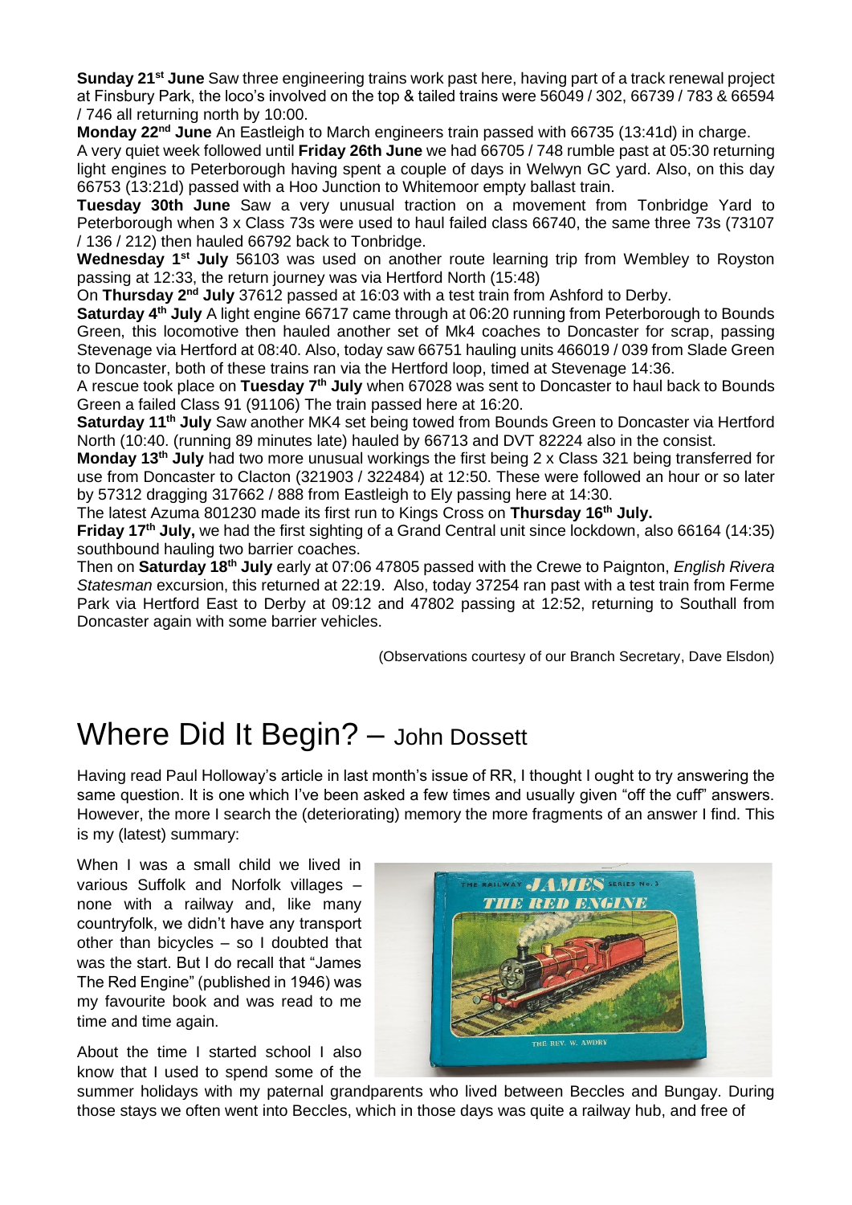**Sunday 21st June** Saw three engineering trains work past here, having part of a track renewal project at Finsbury Park, the loco's involved on the top & tailed trains were 56049 / 302, 66739 / 783 & 66594 / 746 all returning north by 10:00.

**Monday 22nd June** An Eastleigh to March engineers train passed with 66735 (13:41d) in charge.

A very quiet week followed until **Friday 26th June** we had 66705 / 748 rumble past at 05:30 returning light engines to Peterborough having spent a couple of days in Welwyn GC yard. Also, on this day 66753 (13:21d) passed with a Hoo Junction to Whitemoor empty ballast train.

**Tuesday 30th June** Saw a very unusual traction on a movement from Tonbridge Yard to Peterborough when 3 x Class 73s were used to haul failed class 66740, the same three 73s (73107 / 136 / 212) then hauled 66792 back to Tonbridge.

**Wednesday 1st July** 56103 was used on another route learning trip from Wembley to Royston passing at 12:33, the return journey was via Hertford North (15:48)

On **Thursday 2nd July** 37612 passed at 16:03 with a test train from Ashford to Derby.

**Saturday 4th July** A light engine 66717 came through at 06:20 running from Peterborough to Bounds Green, this locomotive then hauled another set of Mk4 coaches to Doncaster for scrap, passing Stevenage via Hertford at 08:40. Also, today saw 66751 hauling units 466019 / 039 from Slade Green to Doncaster, both of these trains ran via the Hertford loop, timed at Stevenage 14:36.

A rescue took place on **Tuesday 7th July** when 67028 was sent to Doncaster to haul back to Bounds Green a failed Class 91 (91106) The train passed here at 16:20.

**Saturday 11th July** Saw another MK4 set being towed from Bounds Green to Doncaster via Hertford North (10:40. (running 89 minutes late) hauled by 66713 and DVT 82224 also in the consist.

**Monday 13th July** had two more unusual workings the first being 2 x Class 321 being transferred for use from Doncaster to Clacton (321903 / 322484) at 12:50. These were followed an hour or so later by 57312 dragging 317662 / 888 from Eastleigh to Ely passing here at 14:30.

The latest Azuma 801230 made its first run to Kings Cross on **Thursday 16th July.**

**Friday 17th July,** we had the first sighting of a Grand Central unit since lockdown, also 66164 (14:35) southbound hauling two barrier coaches.

Then on **Saturday 18th July** early at 07:06 47805 passed with the Crewe to Paignton, *English Rivera Statesman* excursion, this returned at 22:19. Also, today 37254 ran past with a test train from Ferme Park via Hertford East to Derby at 09:12 and 47802 passing at 12:52, returning to Southall from Doncaster again with some barrier vehicles.

(Observations courtesy of our Branch Secretary, Dave Elsdon)

# Where Did It Begin? – John Dossett

Having read Paul Holloway's article in last month's issue of RR, I thought I ought to try answering the same question. It is one which I've been asked a few times and usually given "off the cuff" answers. However, the more I search the (deteriorating) memory the more fragments of an answer I find. This is my (latest) summary:

When I was a small child we lived in various Suffolk and Norfolk villages – none with a railway and, like many countryfolk, we didn't have any transport other than bicycles – so I doubted that was the start. But I do recall that "James The Red Engine" (published in 1946) was my favourite book and was read to me time and time again.

About the time I started school I also know that I used to spend some of the summer holidays with my paternal grandparents who lived between Beccles and Bungay. During those stays we often went into Beccles, which in those days was quite a railway hub, and free of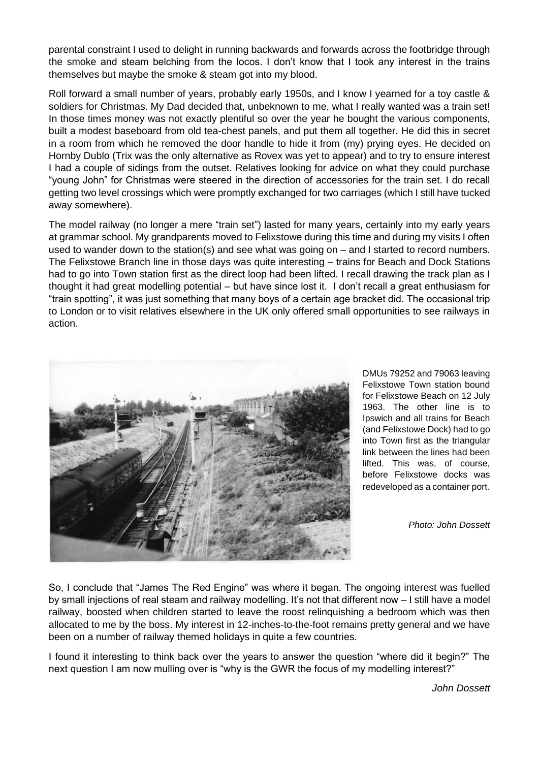parental constraint I used to delight in running backwards and forwards across the footbridge through the smoke and steam belching from the locos. I don't know that I took any interest in the trains themselves but maybe the smoke & steam got into my blood.

Roll forward a small number of years, probably early 1950s, and I know I yearned for a toy castle & soldiers for Christmas. My Dad decided that, unbeknown to me, what I really wanted was a train set! In those times money was not exactly plentiful so over the year he bought the various components, built a modest baseboard from old tea-chest panels, and put them all together. He did this in secret in a room from which he removed the door handle to hide it from (my) prying eyes. He decided on Hornby Dublo (Trix was the only alternative as Rovex was yet to appear) and to try to ensure interest I had a couple of sidings from the outset. Relatives looking for advice on what they could purchase "young John" for Christmas were steered in the direction of accessories for the train set. I do recall getting two level crossings which were promptly exchanged for two carriages (which I still have tucked away somewhere).

The model railway (no longer a mere "train set") lasted for many years, certainly into my early years at grammar school. My grandparents moved to Felixstowe during this time and during my visits I often used to wander down to the station(s) and see what was going on – and I started to record numbers. The Felixstowe Branch line in those days was quite interesting – trains for Beach and Dock Stations had to go into Town station first as the direct loop had been lifted. I recall drawing the track plan as I thought it had great modelling potential – but have since lost it. I don't recall a great enthusiasm for "train spotting", it was just something that many boys of a certain age bracket did. The occasional trip to London or to visit relatives elsewhere in the UK only offered small opportunities to see railways in action.

DMUs 79252 and 79063 leaving Felixstowe Town station bound for Felixstowe Beach on 12 July 1963. The other line is to Ipswich and all trains for Beach (and Felixstowe Dock) had to go into Town first as the triangular link between the lines had been lifted. This was, of course, before Felixstowe docks was redeveloped as a container port.

*Photo: John Dossett*

So, I conclude that "James The Red Engine" was where it began. The ongoing interest was fuelled by small injections of real steam and railway modelling. It's not that different now – I still have a model railway, boosted when children started to leave the roost relinquishing a bedroom which was then allocated to me by the boss. My interest in 12-inches-to-the-foot remains pretty general and we have been on a number of railway themed holidays in quite a few countries.

I found it interesting to think back over the years to answer the question "where did it begin?" The next question I am now mulling over is "why is the GWR the focus of my modelling interest?"

*John Dossett*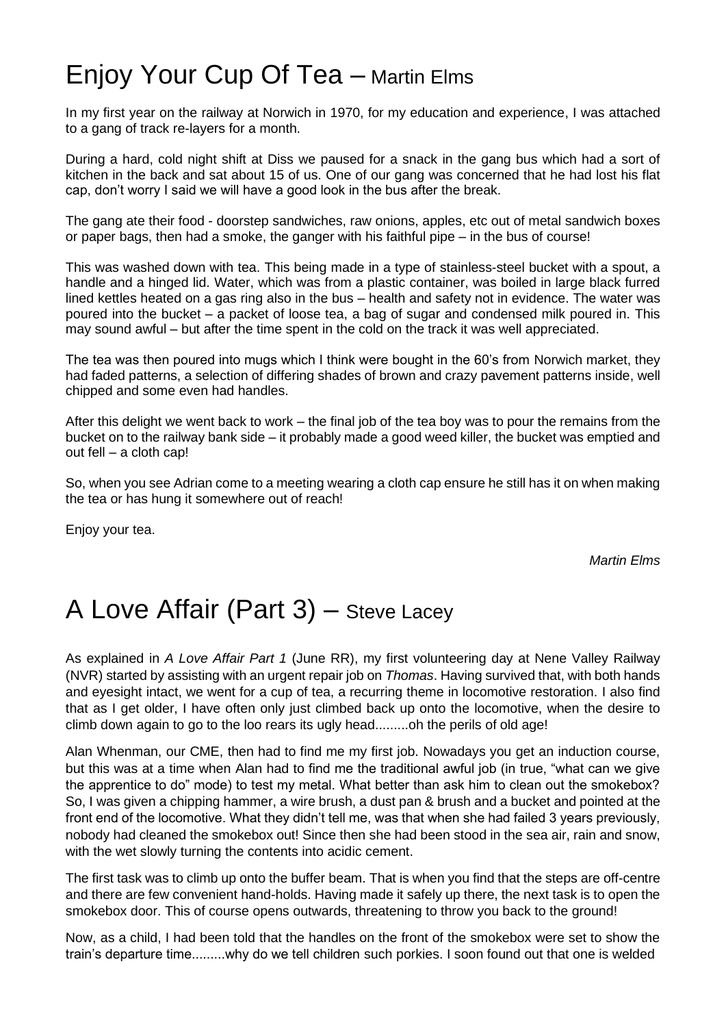# Enjoy Your Cup Of Tea – Martin Elms

In my first year on the railway at Norwich in 1970, for my education and experience, I was attached to a gang of track re-layers for a month.

During a hard, cold night shift at Diss we paused for a snack in the gang bus which had a sort of kitchen in the back and sat about 15 of us. One of our gang was concerned that he had lost his flat cap, don't worry I said we will have a good look in the bus after the break.

The gang ate their food - doorstep sandwiches, raw onions, apples, etc out of metal sandwich boxes or paper bags, then had a smoke, the ganger with his faithful pipe – in the bus of course!

This was washed down with tea. This being made in a type of stainless-steel bucket with a spout, a handle and a hinged lid. Water, which was from a plastic container, was boiled in large black furred lined kettles heated on a gas ring also in the bus – health and safety not in evidence. The water was poured into the bucket – a packet of loose tea, a bag of sugar and condensed milk poured in. This may sound awful – but after the time spent in the cold on the track it was well appreciated.

The tea was then poured into mugs which I think were bought in the 60's from Norwich market, they had faded patterns, a selection of differing shades of brown and crazy pavement patterns inside, well chipped and some even had handles.

After this delight we went back to work – the final job of the tea boy was to pour the remains from the bucket on to the railway bank side – it probably made a good weed killer, the bucket was emptied and out fell – a cloth cap!

So, when you see Adrian come to a meeting wearing a cloth cap ensure he still has it on when making the tea or has hung it somewhere out of reach!

Enjoy your tea.

*Martin Elms*

# A Love Affair (Part 3) – Steve Lacey

As explained in *A Love Affair Part 1* (June RR), my first volunteering day at Nene Valley Railway (NVR) started by assisting with an urgent repair job on *Thomas*. Having survived that, with both hands and eyesight intact, we went for a cup of tea, a recurring theme in locomotive restoration. I also find that as I get older, I have often only just climbed back up onto the locomotive, when the desire to climb down again to go to the loo rears its ugly head.........oh the perils of old age!

Alan Whenman, our CME, then had to find me my first job. Nowadays you get an induction course, but this was at a time when Alan had to find me the traditional awful job (in true, "what can we give the apprentice to do" mode) to test my metal. What better than ask him to clean out the smokebox? So, I was given a chipping hammer, a wire brush, a dust pan & brush and a bucket and pointed at the front end of the locomotive. What they didn't tell me, was that when she had failed 3 years previously, nobody had cleaned the smokebox out! Since then she had been stood in the sea air, rain and snow, with the wet slowly turning the contents into acidic cement.

The first task was to climb up onto the buffer beam. That is when you find that the steps are off-centre and there are few convenient hand-holds. Having made it safely up there, the next task is to open the smokebox door. This of course opens outwards, threatening to throw you back to the ground!

Now, as a child, I had been told that the handles on the front of the smokebox were set to show the train's departure time.........why do we tell children such porkies. I soon found out that one is welded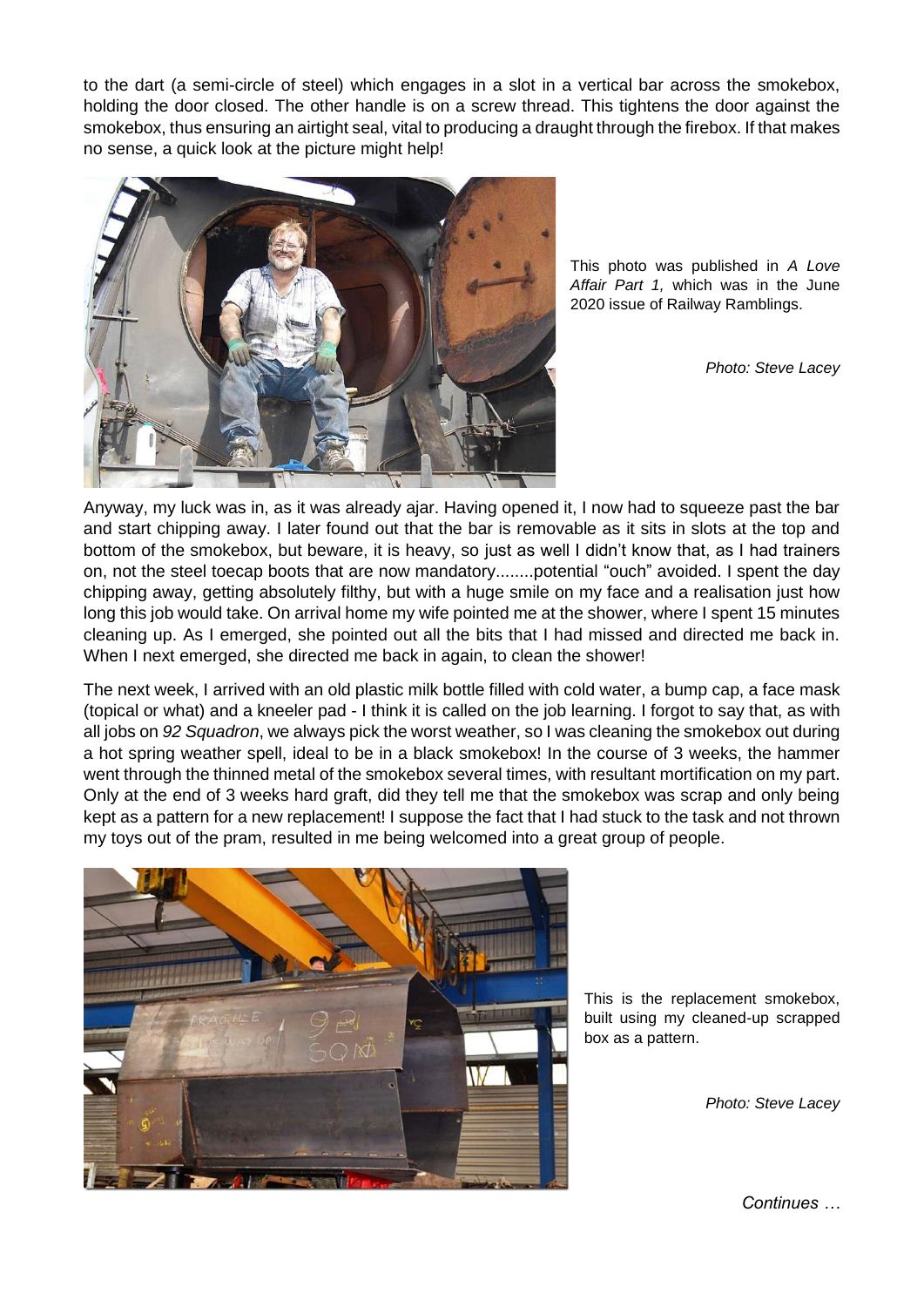to the dart (a semi-circle of steel) which engages in a slot in a vertical bar across the smokebox, holding the door closed. The other handle is on a screw thread. This tightens the door against the smokebox, thus ensuring an airtight seal, vital to producing a draught through the firebox. If that makes no sense, a quick look at the picture might help!

This photo was published in *A Love Affair Part 1,* which was in the June 2020 issue of Railway Ramblings.

*Photo: Steve Lacey*

Anyway, my luck was in, as it was already ajar. Having opened it, I now had to squeeze past the bar and start chipping away. I later found out that the bar is removable as it sits in slots at the top and bottom of the smokebox, but beware, it is heavy, so just as well I didn't know that, as I had trainers on, not the steel toecap boots that are now mandatory........potential "ouch" avoided. I spent the day chipping away, getting absolutely filthy, but with a huge smile on my face and a realisation just how long this job would take. On arrival home my wife pointed me at the shower, where I spent 15 minutes cleaning up. As I emerged, she pointed out all the bits that I had missed and directed me back in. When I next emerged, she directed me back in again, to clean the shower!

The next week, I arrived with an old plastic milk bottle filled with cold water, a bump cap, a face mask (topical or what) and a kneeler pad - I think it is called on the job learning. I forgot to say that, as with all jobs on *92 Squadron*, we always pick the worst weather, so I was cleaning the smokebox out during a hot spring weather spell, ideal to be in a black smokebox! In the course of 3 weeks, the hammer went through the thinned metal of the smokebox several times, with resultant mortification on my part. Only at the end of 3 weeks hard graft, did they tell me that the smokebox was scrap and only being kept as a pattern for a new replacement! I suppose the fact that I had stuck to the task and not thrown my toys out of the pram, resulted in me being welcomed into a great group of people.

This is the replacement smokebox, built using my cleaned-up scrapped box as a pattern.

*Photo: Steve Lacey*

*Continues …*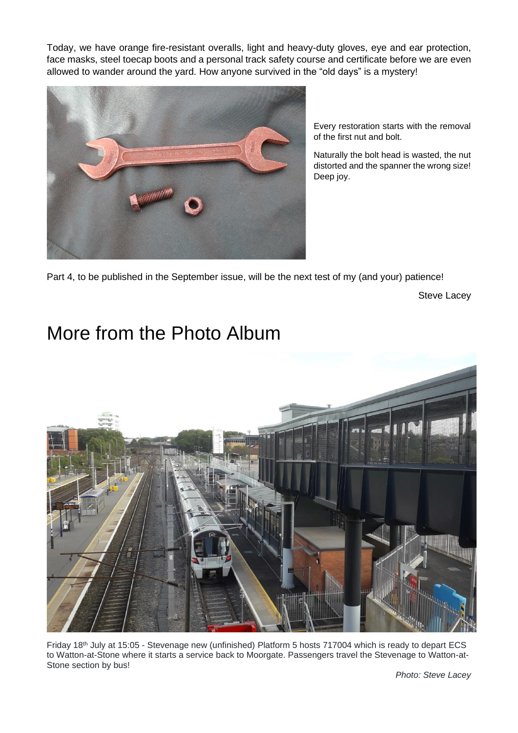Today, we have orange fire-resistant overalls, light and heavy-duty gloves, eye and ear protection, face masks, steel toecap boots and a personal track safety course and certificate before we are even allowed to wander around the yard. How anyone survived in the "old days" is a mystery!

Every restoration starts with the removal of the first nut and bolt.

Naturally the bolt head is wasted, the nut distorted and the spanner the wrong size! Deep joy.

Part 4, to be published in the September issue, will be the next test of my (and your) patience!

Steve Lacey

# More from the Photo Album

Friday 18th July at 15:05 - Stevenage new (unfinished) Platform 5 hosts 717004 which is ready to depart ECS to Watton-at-Stone where it starts a service back to Moorgate. Passengers travel the Stevenage to Watton-at-Stone section by bus!

*Photo: Steve Lacey*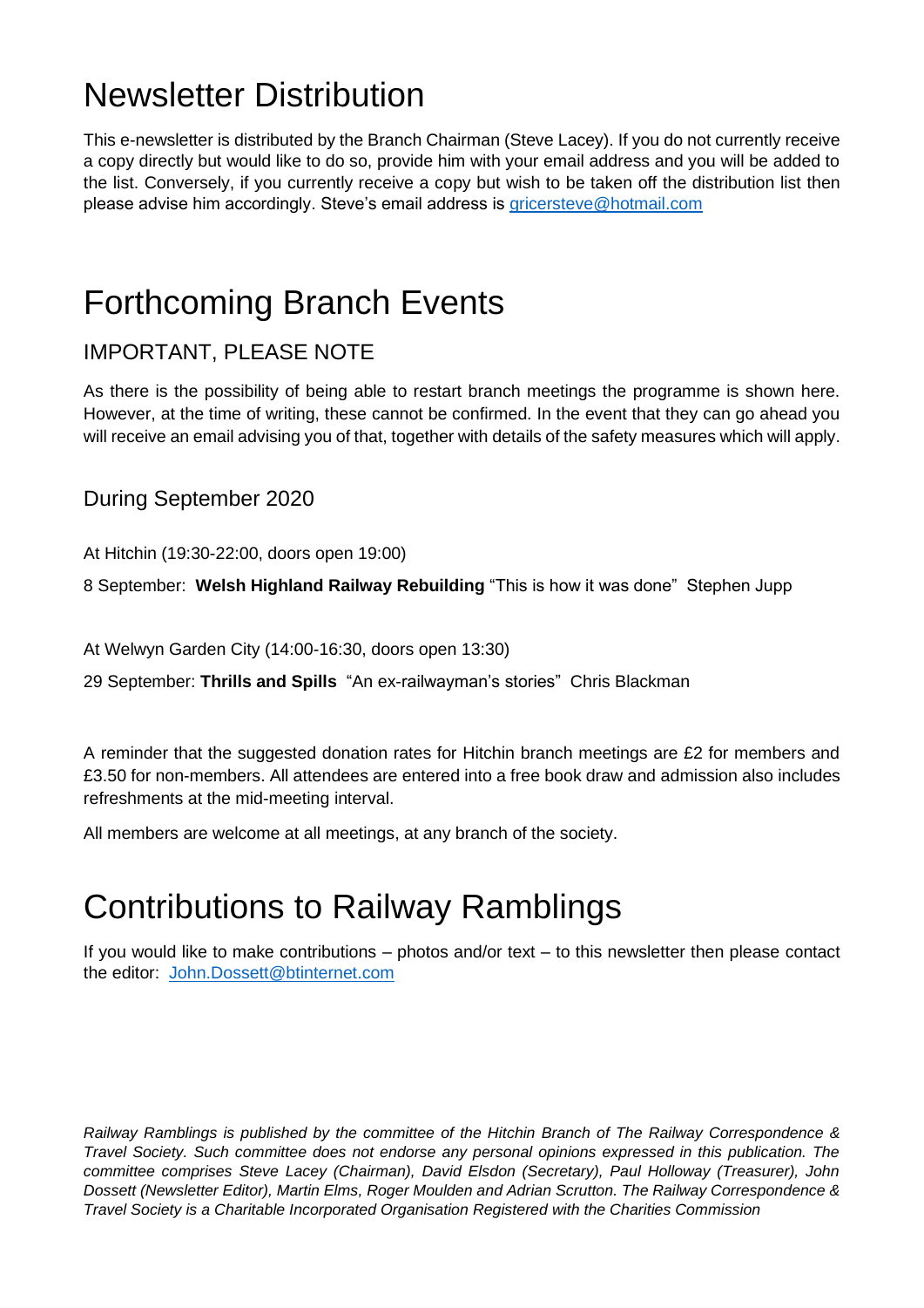# Newsletter Distribution

This e-newsletter is distributed by the Branch Chairman (Steve Lacey). If you do not currently receive a copy directly but would like to do so, provide him with your email address and you will be added to the list. Conversely, if you currently receive a copy but wish to be taken off the distribution list then please advise him accordingly. Steve's email address is gricersteve@hotmail.com

# Forthcoming Branch Events

## IMPORTANT, PLEASE NOTE

As there is the possibility of being able to restart branch meetings the programme is shown here. However, at the time of writing, these cannot be confirmed. In the event that they can go ahead you will receive an email advising you of that, together with details of the safety measures which will apply.

## During September 2020

At Hitchin (19:30-22:00, doors open 19:00)

8 September: **Welsh Highland Railway Rebuilding** "This is how it was done" Stephen Jupp

At Welwyn Garden City (14:00-16:30, doors open 13:30)

29 September: **Thrills and Spills** "An ex-railwayman's stories" Chris Blackman

A reminder that the suggested donation rates for Hitchin branch meetings are £2 for members and £3.50 for non-members. All attendees are entered into a free book draw and admission also includes refreshments at the mid-meeting interval.

All members are welcome at all meetings, at any branch of the society.

# Contributions to Railway Ramblings

If you would like to make contributions – photos and/or text – to this newsletter then please contact the editor: John.Dossett@btinternet.com

*Railway Ramblings is published by the committee of the Hitchin Branch of The Railway Correspondence & Travel Society. Such committee does not endorse any personal opinions expressed in this publication. The committee comprises Steve Lacey (Chairman), David Elsdon (Secretary), Paul Holloway (Treasurer), John Dossett (Newsletter Editor), Martin Elms, Roger Moulden and Adrian Scrutton. The Railway Correspondence & Travel Society is a Charitable Incorporated Organisation Registered with the Charities Commission*